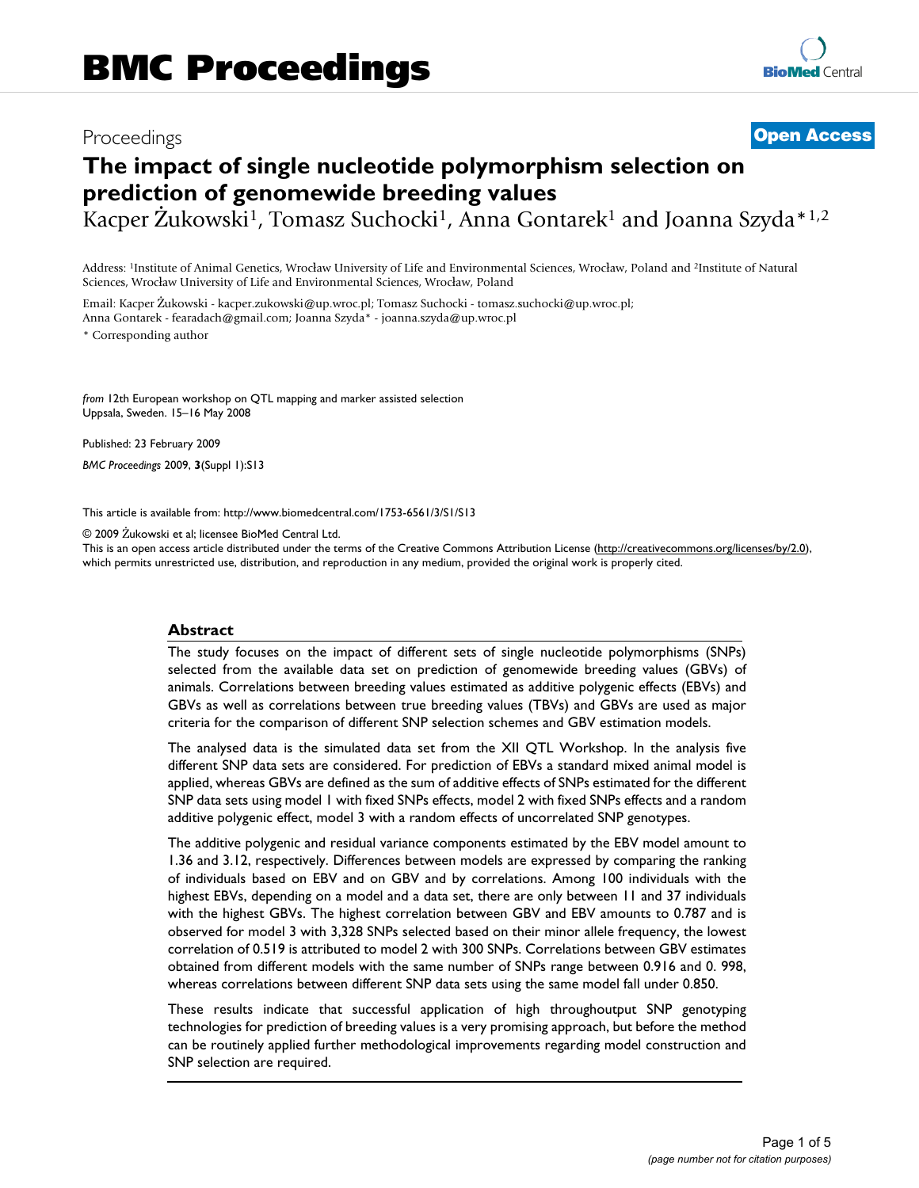# BMC Proceedings

Proceedings

**Open Access**

# The impact of single nucleotide polymorphism selection on prediction of genomewide breeding values

Kacper Żukowski[1], Tomasz Suchocki[1], Anna Gontarek[1] and Joanna Szyda*[1,2]

Address: [1]Institute of Animal Genetics, Wrocław University of Life and Environmental Sciences, Wrocław, Poland and [2]Institute of Natural Sciences, Wrocław University of Life and Environmental Sciences, Wrocław, Poland

Email: Kacper Żukowski - kacper.zukowski@up.wroc.pl; Tomasz Suchocki - tomasz.suchocki@up.wroc.pl; Anna Gontarek - fearadach@gmail.com; Joanna Szyda* - joanna.szyda@up.wroc.pl

* Corresponding author

*from* 12th European workshop on QTL mapping and marker assisted selection
Uppsala, Sweden. 15–16 May 2008

Published: 23 February 2009

*BMC Proceedings* 2009, **3**(Suppl 1):S13

This article is available from: http://www.biomedcentral.com/1753-6561/3/S1/S13

© 2009 Żukowski et al; licensee BioMed Central Ltd.
This is an open access article distributed under the terms of the Creative Commons Attribution License (http://creativecommons.org/licenses/by/2.0), which permits unrestricted use, distribution, and reproduction in any medium, provided the original work is properly cited.

## Abstract

The study focuses on the impact of different sets of single nucleotide polymorphisms (SNPs) selected from the available data set on prediction of genomewide breeding values (GBVs) of animals. Correlations between breeding values estimated as additive polygenic effects (EBVs) and GBVs as well as correlations between true breeding values (TBVs) and GBVs are used as major criteria for the comparison of different SNP selection schemes and GBV estimation models.

The analysed data is the simulated data set from the XII QTL Workshop. In the analysis five different SNP data sets are considered. For prediction of EBVs a standard mixed animal model is applied, whereas GBVs are defined as the sum of additive effects of SNPs estimated for the different SNP data sets using model 1 with fixed SNPs effects, model 2 with fixed SNPs effects and a random additive polygenic effect, model 3 with a random effects of uncorrelated SNP genotypes.

The additive polygenic and residual variance components estimated by the EBV model amount to 1.36 and 3.12, respectively. Differences between models are expressed by comparing the ranking of individuals based on EBV and on GBV and by correlations. Among 100 individuals with the highest EBVs, depending on a model and a data set, there are only between 11 and 37 individuals with the highest GBVs. The highest correlation between GBV and EBV amounts to 0.787 and is observed for model 3 with 3,328 SNPs selected based on their minor allele frequency, the lowest correlation of 0.519 is attributed to model 2 with 300 SNPs. Correlations between GBV estimates obtained from different models with the same number of SNPs range between 0.916 and 0. 998, whereas correlations between different SNP data sets using the same model fall under 0.850.

These results indicate that successful application of high throughoutput SNP genotyping technologies for prediction of breeding values is a very promising approach, but before the method can be routinely applied further methodological improvements regarding model construction and SNP selection are required.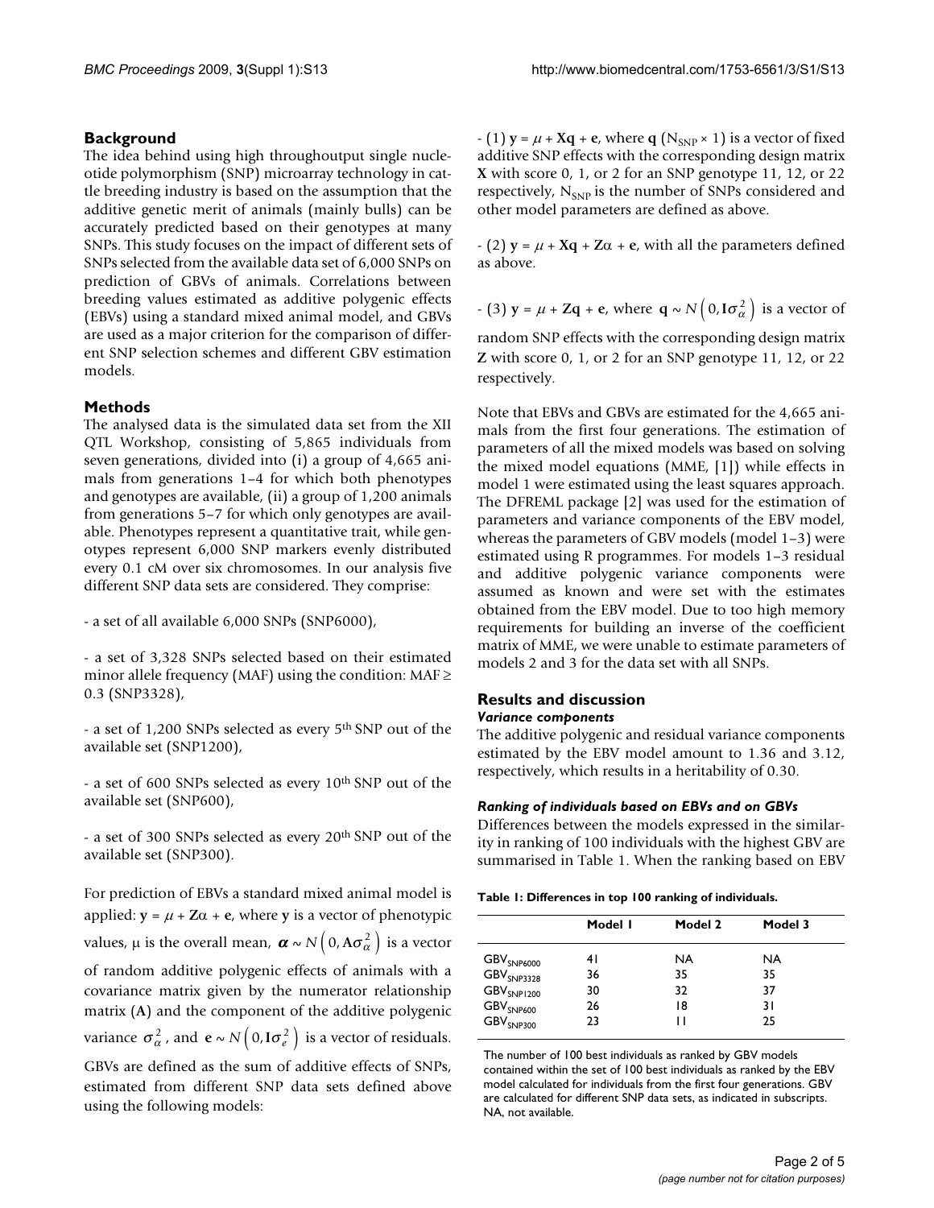## Background

The idea behind using high throughoutput single nucleotide polymorphism (SNP) microarray technology in cattle breeding industry is based on the assumption that the additive genetic merit of animals (mainly bulls) can be accurately predicted based on their genotypes at many SNPs. This study focuses on the impact of different sets of SNPs selected from the available data set of 6,000 SNPs on prediction of GBVs of animals. Correlations between breeding values estimated as additive polygenic effects (EBVs) using a standard mixed animal model, and GBVs are used as a major criterion for the comparison of different SNP selection schemes and different GBV estimation models.

## Methods

The analysed data is the simulated data set from the XII QTL Workshop, consisting of 5,865 individuals from seven generations, divided into (i) a group of 4,665 animals from generations 1–4 for which both phenotypes and genotypes are available, (ii) a group of 1,200 animals from generations 5–7 for which only genotypes are available. Phenotypes represent a quantitative trait, while genotypes represent 6,000 SNP markers evenly distributed every 0.1 cM over six chromosomes. In our analysis five different SNP data sets are considered. They comprise:

- a set of all available 6,000 SNPs (SNP6000),

- a set of 3,328 SNPs selected based on their estimated minor allele frequency (MAF) using the condition: MAF ≥ 0.3 (SNP3328),

- a set of 1,200 SNPs selected as every 5th SNP out of the available set (SNP1200),

- a set of 600 SNPs selected as every 10th SNP out of the available set (SNP600),

- a set of 300 SNPs selected as every 20th SNP out of the available set (SNP300).

For prediction of EBVs a standard mixed animal model is applied: $\mathbf{y} = \mu + \mathbf{Z}\alpha + \mathbf{e}$, where $\mathbf{y}$ is a vector of phenotypic values, μ is the overall mean, $\boldsymbol{\alpha} \sim N\left(0, \mathbf{A}\sigma_{\alpha}^{2}\right)$ is a vector of random additive polygenic effects of animals with a covariance matrix given by the numerator relationship matrix ($\mathbf{A}$) and the component of the additive polygenic variance $\sigma_{\alpha}^{2}$, and $\mathbf{e} \sim N\left(0, \mathbf{I}\sigma_{e}^{2}\right)$ is a vector of residuals. GBVs are defined as the sum of additive effects of SNPs, estimated from different SNP data sets defined above using the following models:

- (1) $\mathbf{y} = \mu + \mathbf{Xq} + \mathbf{e}$, where $\mathbf{q}$ ($N_{SNP} \times 1$) is a vector of fixed additive SNP effects with the corresponding design matrix $\mathbf{X}$ with score 0, 1, or 2 for an SNP genotype 11, 12, or 22 respectively, $N_{SNP}$ is the number of SNPs considered and other model parameters are defined as above.

- (2) $\mathbf{y} = \mu + \mathbf{Xq} + \mathbf{Z}\alpha + \mathbf{e}$, with all the parameters defined as above.

- (3) $\mathbf{y} = \mu + \mathbf{Zq} + \mathbf{e}$, where $\mathbf{q} \sim N\left(0, \mathbf{I}\sigma_{\alpha}^{2}\right)$ is a vector of random SNP effects with the corresponding design matrix $\mathbf{Z}$ with score 0, 1, or 2 for an SNP genotype 11, 12, or 22 respectively.

Note that EBVs and GBVs are estimated for the 4,665 animals from the first four generations. The estimation of parameters of all the mixed models was based on solving the mixed model equations (MME, [1]) while effects in model 1 were estimated using the least squares approach. The DFREML package [2] was used for the estimation of parameters and variance components of the EBV model, whereas the parameters of GBV models (model 1–3) were estimated using R programmes. For models 1–3 residual and additive polygenic variance components were assumed as known and were set with the estimates obtained from the EBV model. Due to too high memory requirements for building an inverse of the coefficient matrix of MME, we were unable to estimate parameters of models 2 and 3 for the data set with all SNPs.

## Results and discussion

### *Variance components*

The additive polygenic and residual variance components estimated by the EBV model amount to 1.36 and 3.12, respectively, which results in a heritability of 0.30.

### *Ranking of individuals based on EBVs and on GBVs*

Differences between the models expressed in the similarity in ranking of 100 individuals with the highest GBV are summarised in Table 1. When the ranking based on EBV

**Table 1: Differences in top 100 ranking of individuals.**

| | Model 1 | Model 2 | Model 3 |
|---|---|---|---|
| $GBV_{SNP6000}$ | 41 | NA | NA |
| $GBV_{SNP3328}$ | 36 | 35 | 35 |
| $GBV_{SNP1200}$ | 30 | 32 | 37 |
| $GBV_{SNP600}$ | 26 | 18 | 31 |
| $GBV_{SNP300}$ | 23 | 11 | 25 |

The number of 100 best individuals as ranked by GBV models contained within the set of 100 best individuals as ranked by the EBV model calculated for individuals from the first four generations. GBV are calculated for different SNP data sets, as indicated in subscripts. NA, not available.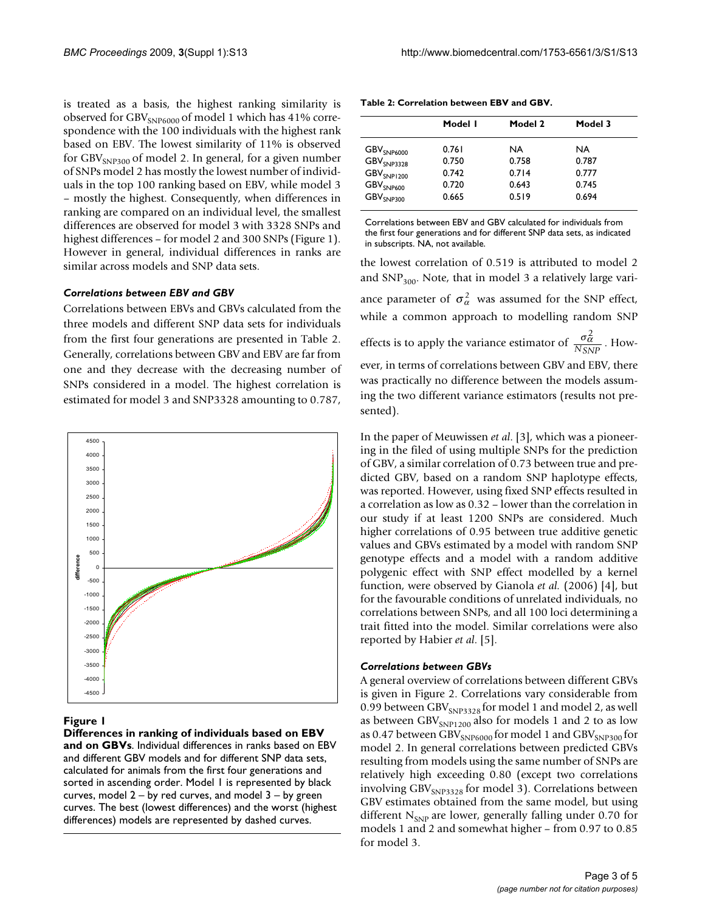is treated as a basis, the highest ranking similarity is observed for $GBV_{SNP6000}$ of model 1 which has 41% correspondence with the 100 individuals with the highest rank based on EBV. The lowest similarity of 11% is observed for $GBV_{SNP300}$ of model 2. In general, for a given number of SNPs model 2 has mostly the lowest number of individuals in the top 100 ranking based on EBV, while model 3 – mostly the highest. Consequently, when differences in ranking are compared on an individual level, the smallest differences are observed for model 3 with 3328 SNPs and highest differences – for model 2 and 300 SNPs (Figure 1). However in general, individual differences in ranks are similar across models and SNP data sets.

### *Correlations between EBV and GBV*

Correlations between EBVs and GBVs calculated from the three models and different SNP data sets for individuals from the first four generations are presented in Table 2. Generally, correlations between GBV and EBV are far from one and they decrease with the decreasing number of SNPs considered in a model. The highest correlation is estimated for model 3 and SNP3328 amounting to 0.787, the lowest correlation of 0.519 is attributed to model 2 and $SNP_{300}$. Note, that in model 3 a relatively large variance parameter of $\sigma^2_\alpha$ was assumed for the SNP effect, while a common approach to modelling random SNP effects is to apply the variance estimator of $\frac{\sigma^2_\alpha}{N_{SNP}}$. However, in terms of correlations between GBV and EBV, there was practically no difference between the models assuming the two different variance estimators (results not presented).

**Figure 1**

**Differences in ranking of individuals based on EBV and on GBVs**. Individual differences in ranks based on EBV and different GBV models and for different SNP data sets, calculated for animals from the first four generations and sorted in ascending order. Model 1 is represented by black curves, model 2 – by red curves, and model 3 – by green curves. The best (lowest differences) and the worst (highest differences) models are represented by dashed curves.

**Table 2: Correlation between EBV and GBV.**

| | Model 1 | Model 2 | Model 3 |
|---|---|---|---|
| $GBV_{SNP6000}$ | 0.761 | NA | NA |
| $GBV_{SNP3328}$ | 0.750 | 0.758 | 0.787 |
| $GBV_{SNP1200}$ | 0.742 | 0.714 | 0.777 |
| $GBV_{SNP600}$ | 0.720 | 0.643 | 0.745 |
| $GBV_{SNP300}$ | 0.665 | 0.519 | 0.694 |

Correlations between EBV and GBV calculated for individuals from the first four generations and for different SNP data sets, as indicated in subscripts. NA, not available.

In the paper of Meuwissen *et al.* [3], which was a pioneering in the filed of using multiple SNPs for the prediction of GBV, a similar correlation of 0.73 between true and predicted GBV, based on a random SNP haplotype effects, was reported. However, using fixed SNP effects resulted in a correlation as low as 0.32 – lower than the correlation in our study if at least 1200 SNPs are considered. Much higher correlations of 0.95 between true additive genetic values and GBVs estimated by a model with random SNP genotype effects and a model with a random additive polygenic effect with SNP effect modelled by a kernel function, were observed by Gianola *et al.* (2006) [4], but for the favourable conditions of unrelated individuals, no correlations between SNPs, and all 100 loci determining a trait fitted into the model. Similar correlations were also reported by Habier *et al.* [5].

### *Correlations between GBVs*

A general overview of correlations between different GBVs is given in Figure 2. Correlations vary considerable from 0.99 between $GBV_{SNP3328}$ for model 1 and model 2, as well as between $GBV_{SNP1200}$ also for models 1 and 2 to as low as 0.47 between $GBV_{SNP6000}$ for model 1 and $GBV_{SNP300}$ for model 2. In general correlations between predicted GBVs resulting from models using the same number of SNPs are relatively high exceeding 0.80 (except two correlations involving $GBV_{SNP3328}$ for model 3). Correlations between GBV estimates obtained from the same model, but using different $N_{SNP}$ are lower, generally falling under 0.70 for models 1 and 2 and somewhat higher – from 0.97 to 0.85 for model 3.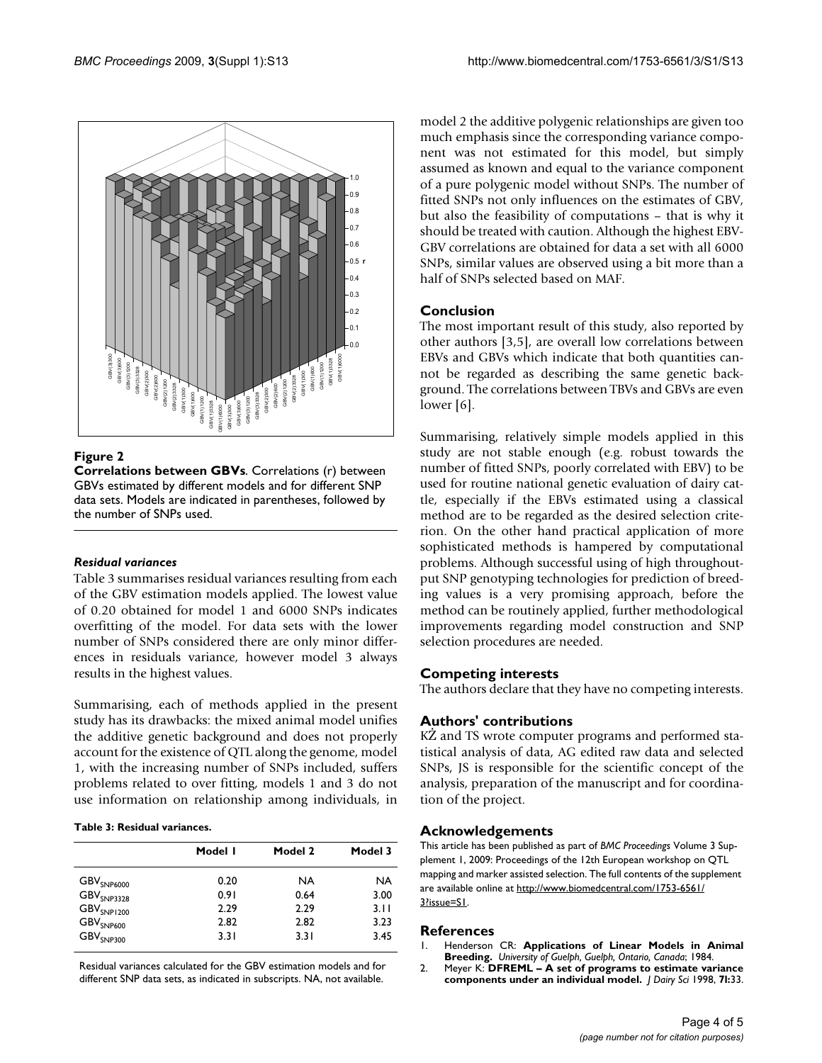**Figure 2**

**Correlations between GBVs**. Correlations (r) between GBVs estimated by different models and for different SNP data sets. Models are indicated in parentheses, followed by the number of SNPs used.

### *Residual variances*

Table 3 summarises residual variances resulting from each of the GBV estimation models applied. The lowest value of 0.20 obtained for model 1 and 6000 SNPs indicates overfitting of the model. For data sets with the lower number of SNPs considered there are only minor differences in residuals variance, however model 3 always results in the highest values.

Summarising, each of methods applied in the present study has its drawbacks: the mixed animal model unifies the additive genetic background and does not properly account for the existence of QTL along the genome, model 1, with the increasing number of SNPs included, suffers problems related to over fitting, models 1 and 3 do not use information on relationship among individuals, in model 2 the additive polygenic relationships are given too much emphasis since the corresponding variance component was not estimated for this model, but simply assumed as known and equal to the variance component of a pure polygenic model without SNPs. The number of fitted SNPs not only influences on the estimates of GBV, but also the feasibility of computations – that is why it should be treated with caution. Although the highest EBV-GBV correlations are obtained for data a set with all 6000 SNPs, similar values are observed using a bit more than a half of SNPs selected based on MAF.

**Table 3: Residual variances.**

| | Model 1 | Model 2 | Model 3 |
|---|---|---|---|
| $GBV_{SNP6000}$ | 0.20 | NA | NA |
| $GBV_{SNP3328}$ | 0.91 | 0.64 | 3.00 |
| $GBV_{SNP1200}$ | 2.29 | 2.29 | 3.11 |
| $GBV_{SNP600}$ | 2.82 | 2.82 | 3.23 |
| $GBV_{SNP300}$ | 3.31 | 3.31 | 3.45 |

Residual variances calculated for the GBV estimation models and for different SNP data sets, as indicated in subscripts. NA, not available.

## Conclusion

The most important result of this study, also reported by other authors [3,5], are overall low correlations between EBVs and GBVs which indicate that both quantities cannot be regarded as describing the same genetic background. The correlations between TBVs and GBVs are even lower [6].

Summarising, relatively simple models applied in this study are not stable enough (e.g. robust towards the number of fitted SNPs, poorly correlated with EBV) to be used for routine national genetic evaluation of dairy cattle, especially if the EBVs estimated using a classical method are to be regarded as the desired selection criterion. On the other hand practical application of more sophisticated methods is hampered by computational problems. Although successful using of high throughout-put SNP genotyping technologies for prediction of breeding values is a very promising approach, before the method can be routinely applied, further methodological improvements regarding model construction and SNP selection procedures are needed.

## Competing interests

The authors declare that they have no competing interests.

## Authors' contributions

KŻ and TS wrote computer programs and performed statistical analysis of data, AG edited raw data and selected SNPs, JS is responsible for the scientific concept of the analysis, preparation of the manuscript and for coordination of the project.

## Acknowledgements

This article has been published as part of *BMC Proceedings* Volume 3 Supplement 1, 2009: Proceedings of the 12th European workshop on QTL mapping and marker assisted selection. The full contents of the supplement are available online at http://www.biomedcentral.com/1753-6561/3?issue=S1.

## References

1. Henderson CR: **Applications of Linear Models in Animal Breeding.** *University of Guelph, Guelph, Ontario, Canada*; 1984.
2. Meyer K: **DFREML – A set of programs to estimate variance components under an individual model.** *J Dairy Sci* 1998, **71:**33.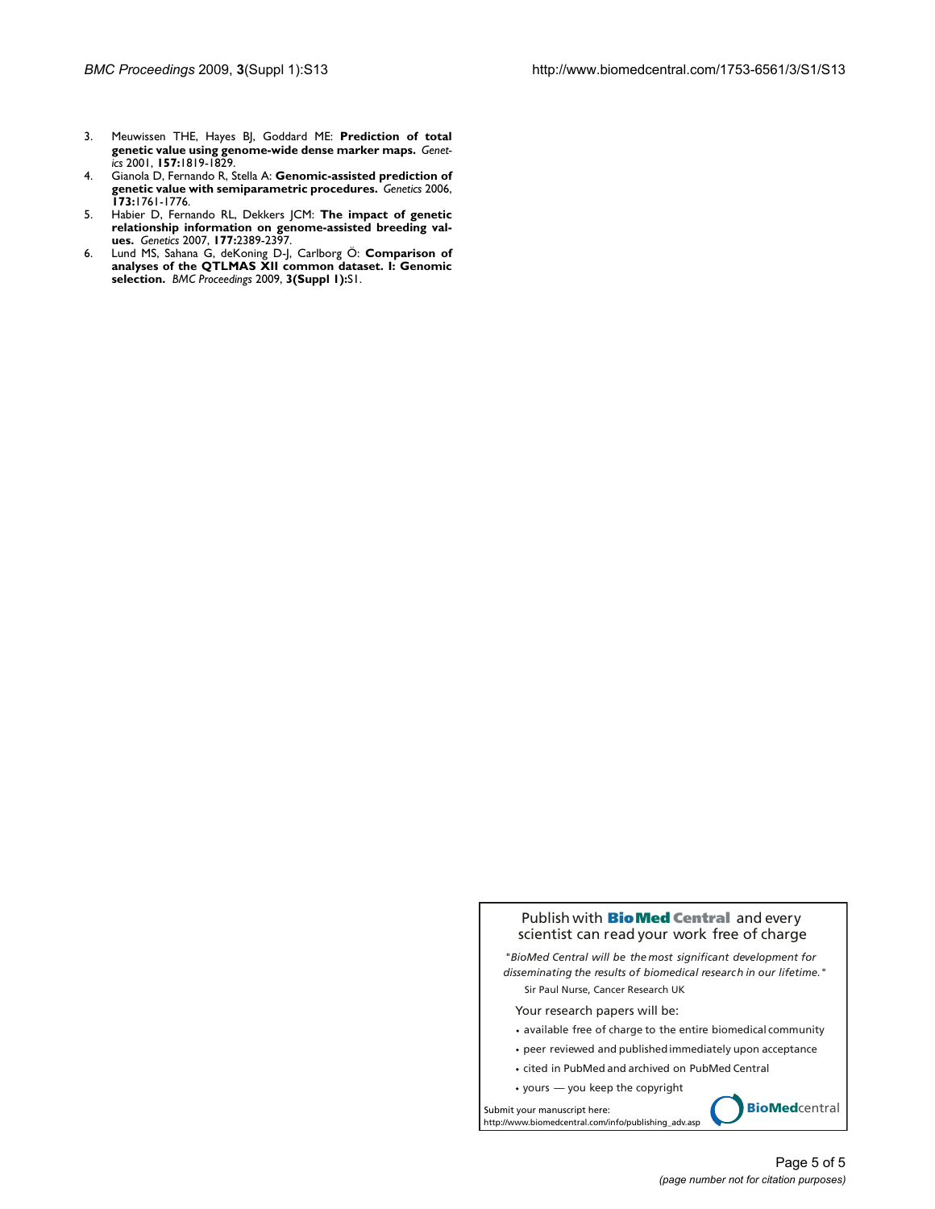3. Meuwissen THE, Hayes BJ, Goddard ME: **Prediction of total genetic value using genome-wide dense marker maps.** *Genetics* 2001, **157:**1819-1829.
4. Gianola D, Fernando R, Stella A: **Genomic-assisted prediction of genetic value with semiparametric procedures.** *Genetics* 2006, **173:**1761-1776.
5. Habier D, Fernando RL, Dekkers JCM: **The impact of genetic relationship information on genome-assisted breeding values.** *Genetics* 2007, **177:**2389-2397.
6. Lund MS, Sahana G, deKoning D-J, Carlborg Ö: **Comparison of analyses of the QTLMAS XII common dataset. I: Genomic selection.** *BMC Proceedings* 2009, **3(Suppl 1):**S1.

Publish with **BioMed Central** and every scientist can read your work free of charge

*"BioMed Central will be the most significant development for disseminating the results of biomedical research in our lifetime."*

Sir Paul Nurse, Cancer Research UK

Your research papers will be:

- available free of charge to the entire biomedical community
- peer reviewed and published immediately upon acceptance
- cited in PubMed and archived on PubMed Central
- yours — you keep the copyright

Submit your manuscript here:
http://www.biomedcentral.com/info/publishing_adv.asp

**BioMed**central